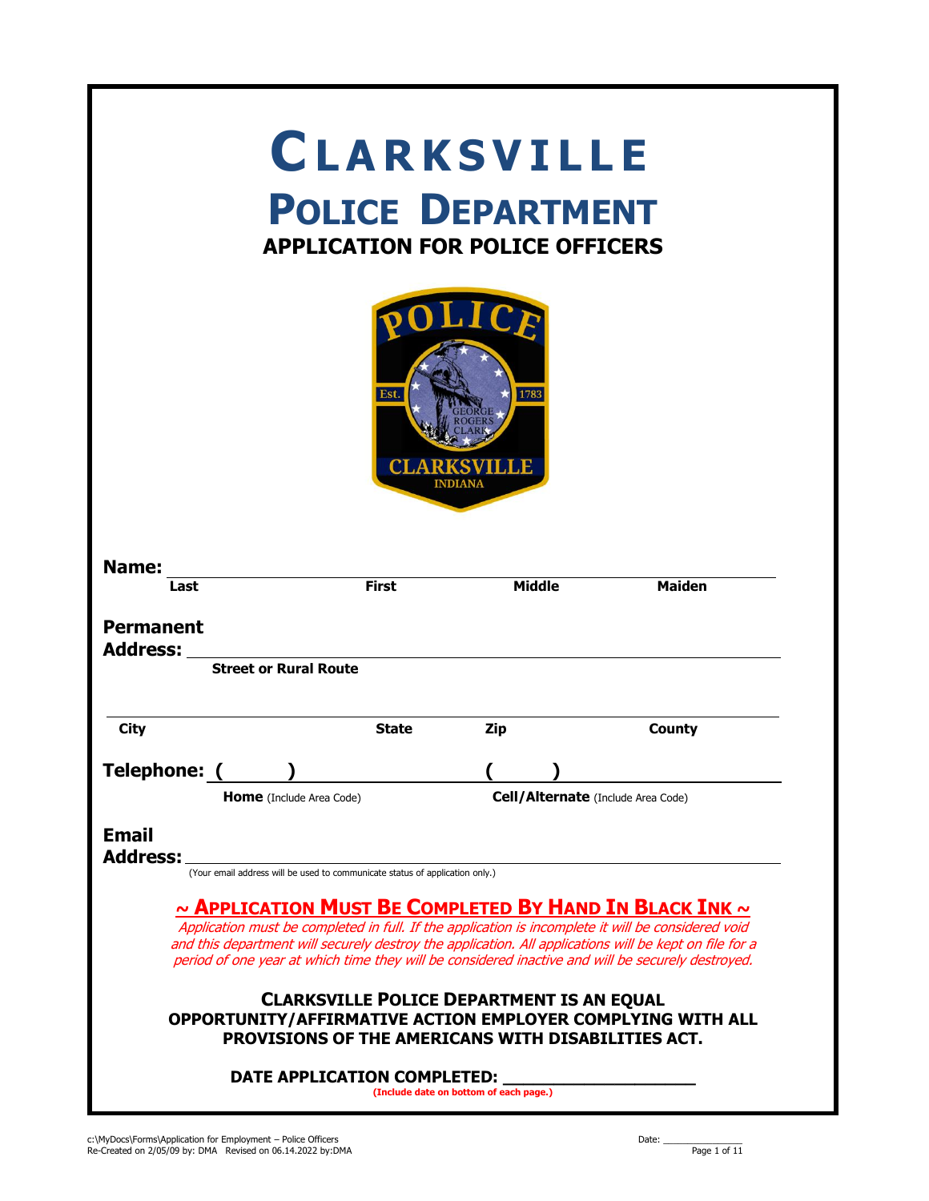# CLARKSVILLE

# POLICE DEPARTMENT

## APPLICATION FOR POLICE OFFICERS

**Name:** ______________________________________________________________

**Last** | **First** | **Middle** | **Maiden**

**Permanent Address:** ______________________________________________________

**Street or Rural Route**

______________________________________________________________

**City** | **State** | **Zip** | **County**

**Telephone:** **(      )** ____________________ **(      )** ____________________

**Home** (Include Area Code) | **Cell/Alternate** (Include Area Code)

**Email Address:** ______________________________________________________

(Your email address will be used to communicate status of application only.)

**~ APPLICATION MUST BE COMPLETED BY HAND IN BLACK INK ~**

*Application must be completed in full. If the application is incomplete it will be considered void and this department will securely destroy the application. All applications will be kept on file for a period of one year at which time they will be considered inactive and will be securely destroyed.*

**CLARKSVILLE POLICE DEPARTMENT IS AN EQUAL OPPORTUNITY/AFFIRMATIVE ACTION EMPLOYER COMPLYING WITH ALL PROVISIONS OF THE AMERICANS WITH DISABILITIES ACT.**

**DATE APPLICATION COMPLETED:** ____________________

**(Include date on bottom of each page.)**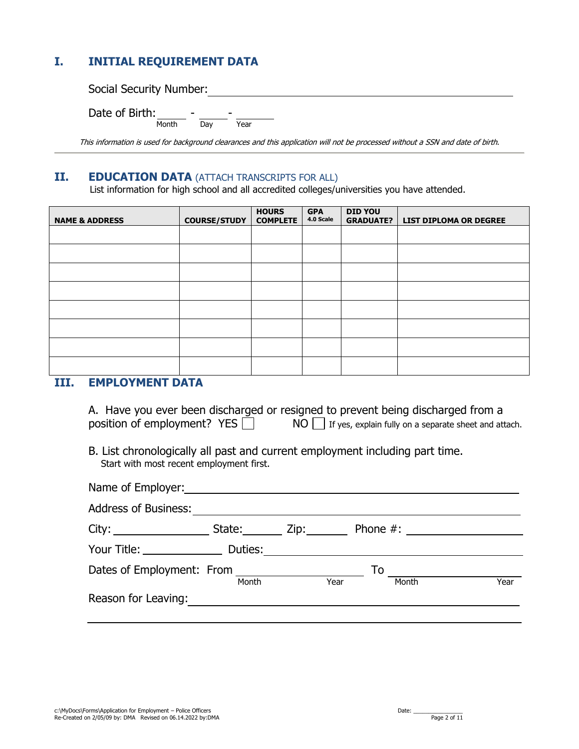## I. INITIAL REQUIREMENT DATA

Social Security Number: ______________________________

Date of Birth: _____ - _____ - _______
Month Day Year

*This information is used for background clearances and this application will not be processed without a SSN and date of birth.*

## II. EDUCATION DATA (ATTACH TRANSCRIPTS FOR ALL)

List information for high school and all accredited colleges/universities you have attended.

| NAME & ADDRESS | COURSE/STUDY | HOURS COMPLETE | GPA 4.0 Scale | DID YOU GRADUATE? | LIST DIPLOMA OR DEGREE |
|---|---|---|---|---|---|
| | | | | | |
| | | | | | |
| | | | | | |
| | | | | | |
| | | | | | |
| | | | | | |
| | | | | | |
| | | | | | |

## III. EMPLOYMENT DATA

A. Have you ever been discharged or resigned to prevent being discharged from a position of employment? YES ☐ NO ☐ If yes, explain fully on a separate sheet and attach.

B. List chronologically all past and current employment including part time.
Start with most recent employment first.

Name of Employer: ______________________________

Address of Business: ______________________________

City: ______________ State: ______ Zip: ______ Phone #: ______________

Your Title: ______________ Duties: ______________________________

Dates of Employment: From ______________ (Month / Year) To ______________ (Month / Year)

Reason for Leaving: ______________________________

______________________________________________

Date: ______________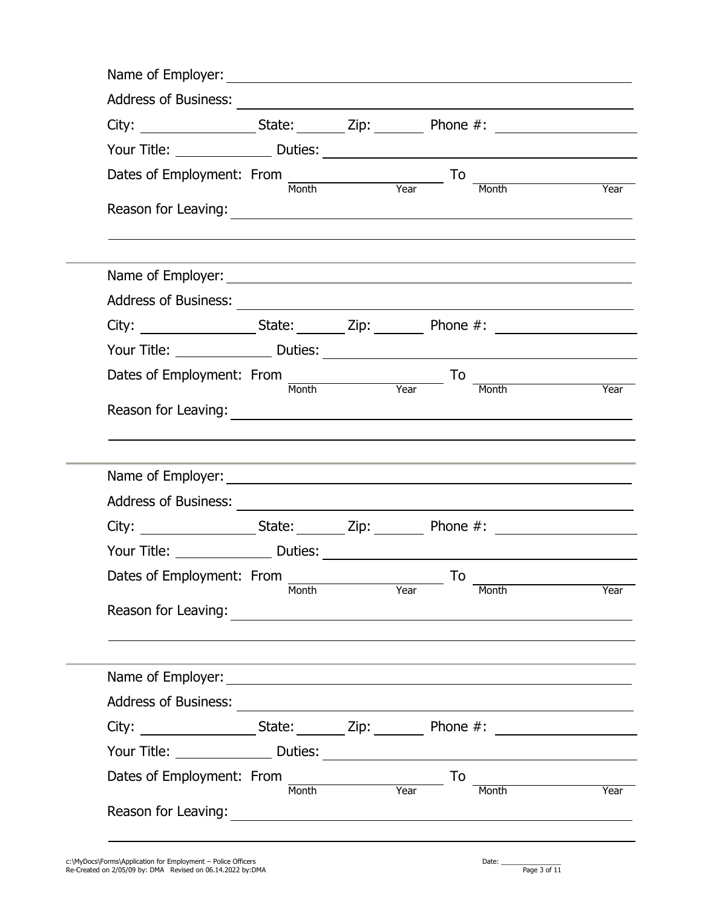Name of Employer: \_\_\_\_\_\_\_\_\_\_\_\_\_\_\_\_\_\_\_\_\_\_\_\_\_\_\_\_\_\_\_\_\_\_\_\_\_\_\_\_

Address of Business: \_\_\_\_\_\_\_\_\_\_\_\_\_\_\_\_\_\_\_\_\_\_\_\_\_\_\_\_\_\_\_\_\_\_\_\_\_\_\_\_

City: \_\_\_\_\_\_\_\_\_\_\_\_\_\_\_ State: \_\_\_\_\_\_ Zip: \_\_\_\_\_\_ Phone #: \_\_\_\_\_\_\_\_\_\_\_\_\_\_\_\_

Your Title: \_\_\_\_\_\_\_\_\_\_\_\_ Duties: \_\_\_\_\_\_\_\_\_\_\_\_\_\_\_\_\_\_\_\_\_\_\_\_\_\_\_\_\_\_\_\_\_\_\_\_

Dates of Employment: From \_\_\_\_\_\_\_\_ (Month) \_\_\_\_\_\_\_\_ (Year) To \_\_\_\_\_\_\_\_ (Month) \_\_\_\_\_\_\_\_ (Year)

Reason for Leaving: \_\_\_\_\_\_\_\_\_\_\_\_\_\_\_\_\_\_\_\_\_\_\_\_\_\_\_\_\_\_\_\_\_\_\_\_\_\_\_\_

\_\_\_\_\_\_\_\_\_\_\_\_\_\_\_\_\_\_\_\_\_\_\_\_\_\_\_\_\_\_\_\_\_\_\_\_\_\_\_\_\_\_\_\_\_\_\_\_\_\_\_\_\_\_\_\_\_\_\_\_

---

Name of Employer: \_\_\_\_\_\_\_\_\_\_\_\_\_\_\_\_\_\_\_\_\_\_\_\_\_\_\_\_\_\_\_\_\_\_\_\_\_\_\_\_

Address of Business: \_\_\_\_\_\_\_\_\_\_\_\_\_\_\_\_\_\_\_\_\_\_\_\_\_\_\_\_\_\_\_\_\_\_\_\_\_\_\_\_

City: \_\_\_\_\_\_\_\_\_\_\_\_\_\_\_ State: \_\_\_\_\_\_ Zip: \_\_\_\_\_\_ Phone #: \_\_\_\_\_\_\_\_\_\_\_\_\_\_\_\_

Your Title: \_\_\_\_\_\_\_\_\_\_\_\_ Duties: \_\_\_\_\_\_\_\_\_\_\_\_\_\_\_\_\_\_\_\_\_\_\_\_\_\_\_\_\_\_\_\_\_\_\_\_

Dates of Employment: From \_\_\_\_\_\_\_\_ (Month) \_\_\_\_\_\_\_\_ (Year) To \_\_\_\_\_\_\_\_ (Month) \_\_\_\_\_\_\_\_ (Year)

Reason for Leaving: \_\_\_\_\_\_\_\_\_\_\_\_\_\_\_\_\_\_\_\_\_\_\_\_\_\_\_\_\_\_\_\_\_\_\_\_\_\_\_\_

\_\_\_\_\_\_\_\_\_\_\_\_\_\_\_\_\_\_\_\_\_\_\_\_\_\_\_\_\_\_\_\_\_\_\_\_\_\_\_\_\_\_\_\_\_\_\_\_\_\_\_\_\_\_\_\_\_\_\_\_

---

Name of Employer: \_\_\_\_\_\_\_\_\_\_\_\_\_\_\_\_\_\_\_\_\_\_\_\_\_\_\_\_\_\_\_\_\_\_\_\_\_\_\_\_

Address of Business: \_\_\_\_\_\_\_\_\_\_\_\_\_\_\_\_\_\_\_\_\_\_\_\_\_\_\_\_\_\_\_\_\_\_\_\_\_\_\_\_

City: \_\_\_\_\_\_\_\_\_\_\_\_\_\_\_ State: \_\_\_\_\_\_ Zip: \_\_\_\_\_\_ Phone #: \_\_\_\_\_\_\_\_\_\_\_\_\_\_\_\_

Your Title: \_\_\_\_\_\_\_\_\_\_\_\_ Duties: \_\_\_\_\_\_\_\_\_\_\_\_\_\_\_\_\_\_\_\_\_\_\_\_\_\_\_\_\_\_\_\_\_\_\_\_

Dates of Employment: From \_\_\_\_\_\_\_\_ (Month) \_\_\_\_\_\_\_\_ (Year) To \_\_\_\_\_\_\_\_ (Month) \_\_\_\_\_\_\_\_ (Year)

Reason for Leaving: \_\_\_\_\_\_\_\_\_\_\_\_\_\_\_\_\_\_\_\_\_\_\_\_\_\_\_\_\_\_\_\_\_\_\_\_\_\_\_\_

\_\_\_\_\_\_\_\_\_\_\_\_\_\_\_\_\_\_\_\_\_\_\_\_\_\_\_\_\_\_\_\_\_\_\_\_\_\_\_\_\_\_\_\_\_\_\_\_\_\_\_\_\_\_\_\_\_\_\_\_

---

Name of Employer: \_\_\_\_\_\_\_\_\_\_\_\_\_\_\_\_\_\_\_\_\_\_\_\_\_\_\_\_\_\_\_\_\_\_\_\_\_\_\_\_

Address of Business: \_\_\_\_\_\_\_\_\_\_\_\_\_\_\_\_\_\_\_\_\_\_\_\_\_\_\_\_\_\_\_\_\_\_\_\_\_\_\_\_

City: \_\_\_\_\_\_\_\_\_\_\_\_\_\_\_ State: \_\_\_\_\_\_ Zip: \_\_\_\_\_\_ Phone #: \_\_\_\_\_\_\_\_\_\_\_\_\_\_\_\_

Your Title: \_\_\_\_\_\_\_\_\_\_\_\_ Duties: \_\_\_\_\_\_\_\_\_\_\_\_\_\_\_\_\_\_\_\_\_\_\_\_\_\_\_\_\_\_\_\_\_\_\_\_

Dates of Employment: From \_\_\_\_\_\_\_\_ (Month) \_\_\_\_\_\_\_\_ (Year) To \_\_\_\_\_\_\_\_ (Month) \_\_\_\_\_\_\_\_ (Year)

Reason for Leaving: \_\_\_\_\_\_\_\_\_\_\_\_\_\_\_\_\_\_\_\_\_\_\_\_\_\_\_\_\_\_\_\_\_\_\_\_\_\_\_\_

\_\_\_\_\_\_\_\_\_\_\_\_\_\_\_\_\_\_\_\_\_\_\_\_\_\_\_\_\_\_\_\_\_\_\_\_\_\_\_\_\_\_\_\_\_\_\_\_\_\_\_\_\_\_\_\_\_\_\_\_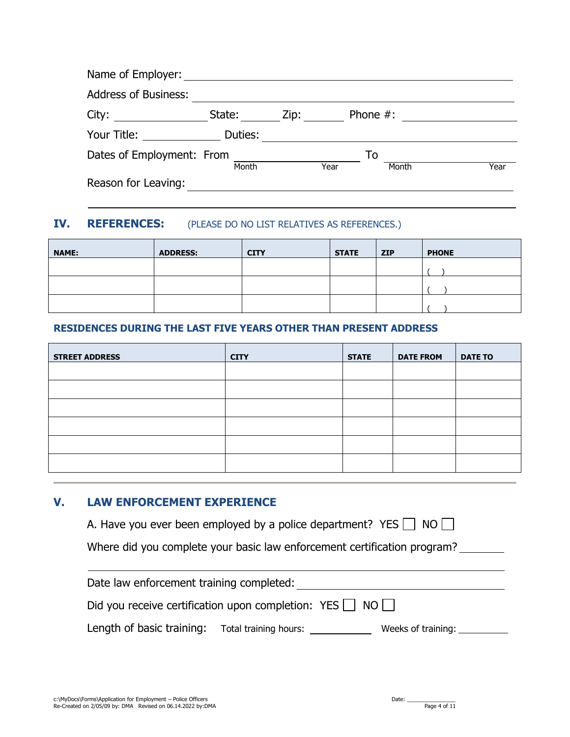Name of Employer: ______________________________

Address of Business: ______________________________

City: ____________ State: ______ Zip: ______ Phone #: ______________

Your Title: ____________ Duties: ______________________________

Dates of Employment: From ______ (Month) ______ (Year) To ______ (Month) ______ (Year)

Reason for Leaving: ______________________________

______________________________

## IV. REFERENCES: (PLEASE DO NO LIST RELATIVES AS REFERENCES.)

| NAME: | ADDRESS: | CITY | STATE | ZIP | PHONE |
|---|---|---|---|---|---|
| | | | | | ( ) |
| | | | | | ( ) |
| | | | | | ( ) |

### RESIDENCES DURING THE LAST FIVE YEARS OTHER THAN PRESENT ADDRESS

| STREET ADDRESS | CITY | STATE | DATE FROM | DATE TO |
|---|---|---|---|---|
| | | | | |
| | | | | |
| | | | | |
| | | | | |
| | | | | |
| | | | | |

## V. LAW ENFORCEMENT EXPERIENCE

A. Have you ever been employed by a police department? YES ☐ NO ☐

Where did you complete your basic law enforcement certification program? ______________________________

Date law enforcement training completed: ______________________________

Did you receive certification upon completion: YES ☐ NO ☐

Length of basic training: Total training hours: __________ Weeks of training: __________

Date: __________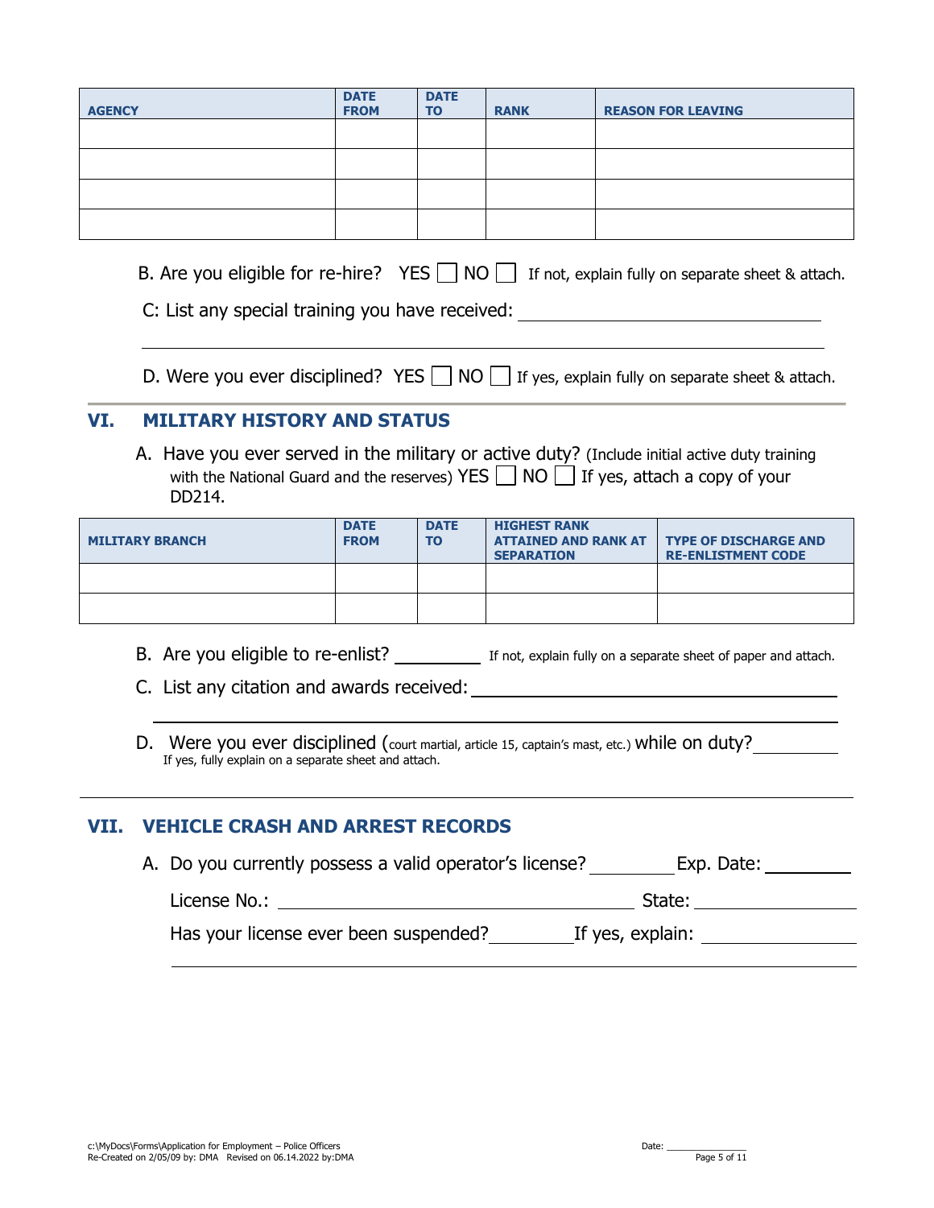| AGENCY | DATE FROM | DATE TO | RANK | REASON FOR LEAVING |
|---|---|---|---|---|
| | | | | |
| | | | | |
| | | | | |
| | | | | |

B. Are you eligible for re-hire? YES ☐ NO ☐ If not, explain fully on separate sheet & attach.

C: List any special training you have received: ______________________________

______________________________________________________________

D. Were you ever disciplined? YES ☐ NO ☐ If yes, explain fully on separate sheet & attach.

## VI. MILITARY HISTORY AND STATUS

A. Have you ever served in the military or active duty? (Include initial active duty training with the National Guard and the reserves) YES ☐ NO ☐ If yes, attach a copy of your DD214.

| MILITARY BRANCH | DATE FROM | DATE TO | HIGHEST RANK ATTAINED AND RANK AT SEPARATION | TYPE OF DISCHARGE AND RE-ENLISTMENT CODE |
|---|---|---|---|---|
| | | | | |
| | | | | |

B. Are you eligible to re-enlist? __________ If not, explain fully on a separate sheet of paper and attach.

C. List any citation and awards received: ______________________________

______________________________________________________________

D. Were you ever disciplined (court martial, article 15, captain's mast, etc.) while on duty? __________
If yes, fully explain on a separate sheet and attach.

## VII. VEHICLE CRASH AND ARREST RECORDS

A. Do you currently possess a valid operator's license? __________ Exp. Date: __________

License No.: ______________________________ State: ______________

Has your license ever been suspended? __________ If yes, explain: ______________

______________________________________________________________

Date: ______________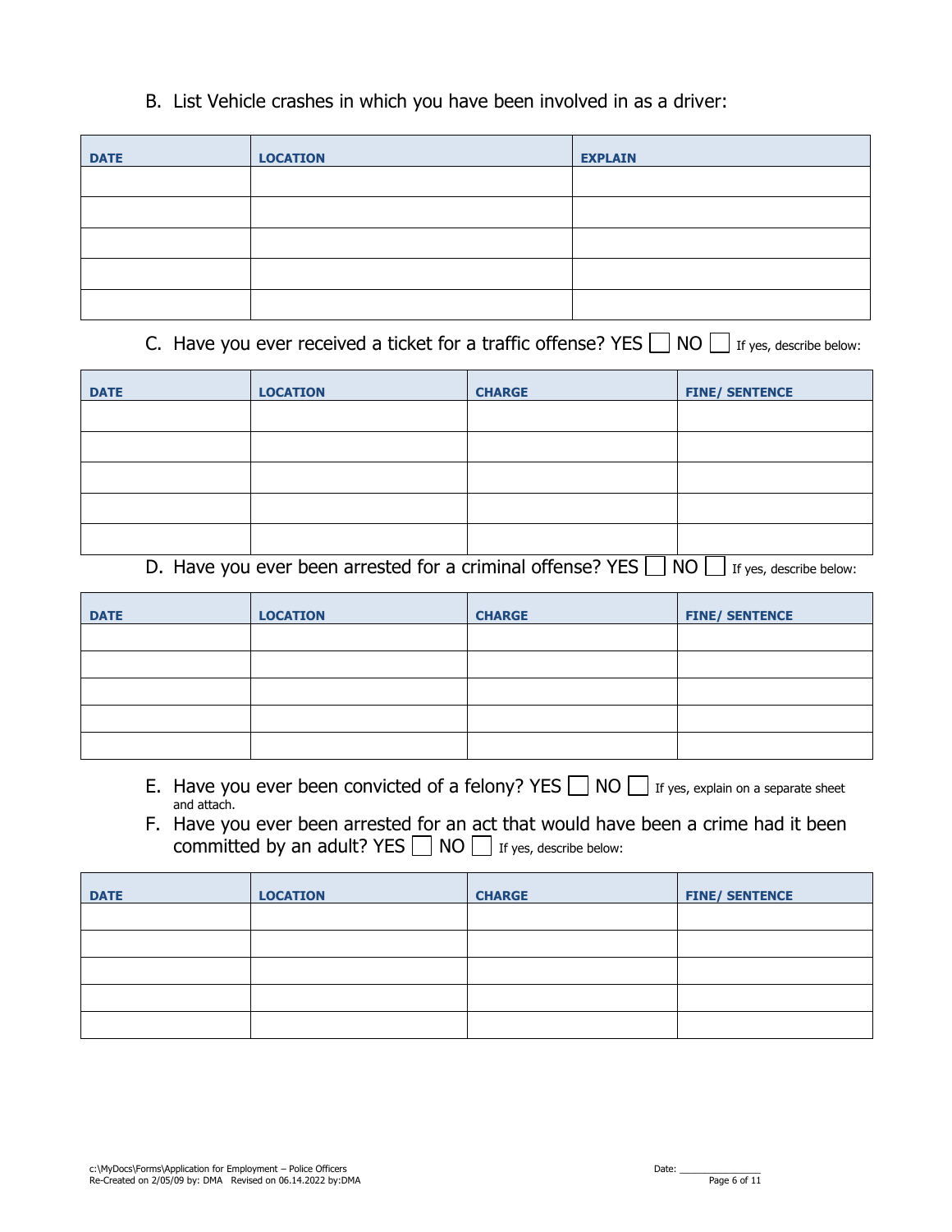B. List Vehicle crashes in which you have been involved in as a driver:

| DATE | LOCATION | EXPLAIN |
|---|---|---|
| | | |
| | | |
| | | |
| | | |
| | | |

C. Have you ever received a ticket for a traffic offense? YES ☐ NO ☐ If yes, describe below:

| DATE | LOCATION | CHARGE | FINE/ SENTENCE |
|---|---|---|---|
| | | | |
| | | | |
| | | | |
| | | | |
| | | | |

D. Have you ever been arrested for a criminal offense? YES ☐ NO ☐ If yes, describe below:

| DATE | LOCATION | CHARGE | FINE/ SENTENCE |
|---|---|---|---|
| | | | |
| | | | |
| | | | |
| | | | |
| | | | |

E. Have you ever been convicted of a felony? YES ☐ NO ☐ If yes, explain on a separate sheet and attach.

F. Have you ever been arrested for an act that would have been a crime had it been committed by an adult? YES ☐ NO ☐ If yes, describe below:

| DATE | LOCATION | CHARGE | FINE/ SENTENCE |
|---|---|---|---|
| | | | |
| | | | |
| | | | |
| | | | |
| | | | |

c:\MyDocs\Forms\Application for Employment – Police Officers
Re-Created on 2/05/09 by: DMA Revised on 06.14.2022 by:DMA

Date: ________________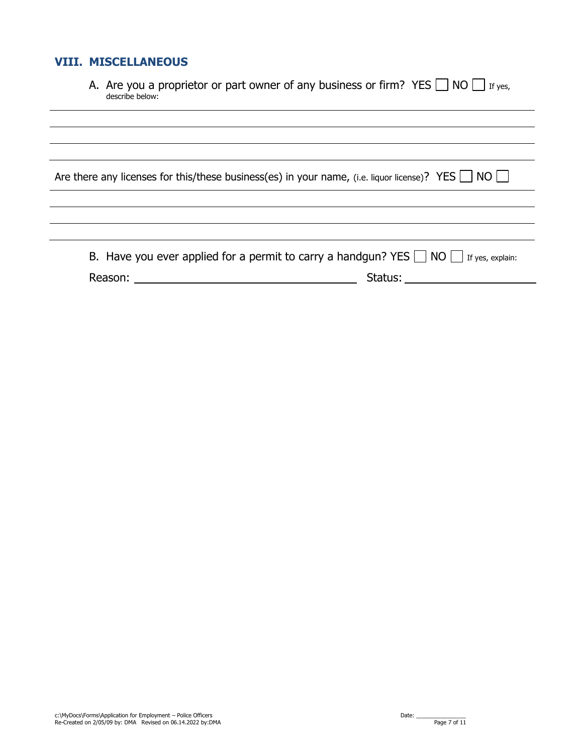## VIII. MISCELLANEOUS

A. Are you a proprietor or part owner of any business or firm? YES ☐ NO ☐ If yes, describe below:

\_\_\_\_\_\_\_\_\_\_\_\_\_\_\_\_\_\_\_\_\_\_\_\_\_\_\_\_\_\_\_\_\_\_\_\_\_\_\_\_\_\_\_\_\_\_\_\_\_\_\_\_\_\_\_\_\_\_\_\_

\_\_\_\_\_\_\_\_\_\_\_\_\_\_\_\_\_\_\_\_\_\_\_\_\_\_\_\_\_\_\_\_\_\_\_\_\_\_\_\_\_\_\_\_\_\_\_\_\_\_\_\_\_\_\_\_\_\_\_\_

\_\_\_\_\_\_\_\_\_\_\_\_\_\_\_\_\_\_\_\_\_\_\_\_\_\_\_\_\_\_\_\_\_\_\_\_\_\_\_\_\_\_\_\_\_\_\_\_\_\_\_\_\_\_\_\_\_\_\_\_

\_\_\_\_\_\_\_\_\_\_\_\_\_\_\_\_\_\_\_\_\_\_\_\_\_\_\_\_\_\_\_\_\_\_\_\_\_\_\_\_\_\_\_\_\_\_\_\_\_\_\_\_\_\_\_\_\_\_\_\_

Are there any licenses for this/these business(es) in your name, (i.e. liquor license)? YES ☐ NO ☐

\_\_\_\_\_\_\_\_\_\_\_\_\_\_\_\_\_\_\_\_\_\_\_\_\_\_\_\_\_\_\_\_\_\_\_\_\_\_\_\_\_\_\_\_\_\_\_\_\_\_\_\_\_\_\_\_\_\_\_\_

\_\_\_\_\_\_\_\_\_\_\_\_\_\_\_\_\_\_\_\_\_\_\_\_\_\_\_\_\_\_\_\_\_\_\_\_\_\_\_\_\_\_\_\_\_\_\_\_\_\_\_\_\_\_\_\_\_\_\_\_

\_\_\_\_\_\_\_\_\_\_\_\_\_\_\_\_\_\_\_\_\_\_\_\_\_\_\_\_\_\_\_\_\_\_\_\_\_\_\_\_\_\_\_\_\_\_\_\_\_\_\_\_\_\_\_\_\_\_\_\_

\_\_\_\_\_\_\_\_\_\_\_\_\_\_\_\_\_\_\_\_\_\_\_\_\_\_\_\_\_\_\_\_\_\_\_\_\_\_\_\_\_\_\_\_\_\_\_\_\_\_\_\_\_\_\_\_\_\_\_\_

B. Have you ever applied for a permit to carry a handgun? YES ☐ NO ☐ If yes, explain:

Reason: \_\_\_\_\_\_\_\_\_\_\_\_\_\_\_\_\_\_\_\_\_\_\_\_\_\_\_\_\_\_\_\_\_\_ Status: \_\_\_\_\_\_\_\_\_\_\_\_\_\_\_\_\_\_\_\_

c:\MyDocs\Forms\Application for Employment – Police Officers
Re-Created on 2/05/09 by: DMA Revised on 06.14.2022 by:DMA

Date: \_\_\_\_\_\_\_\_\_\_\_\_\_\_\_\_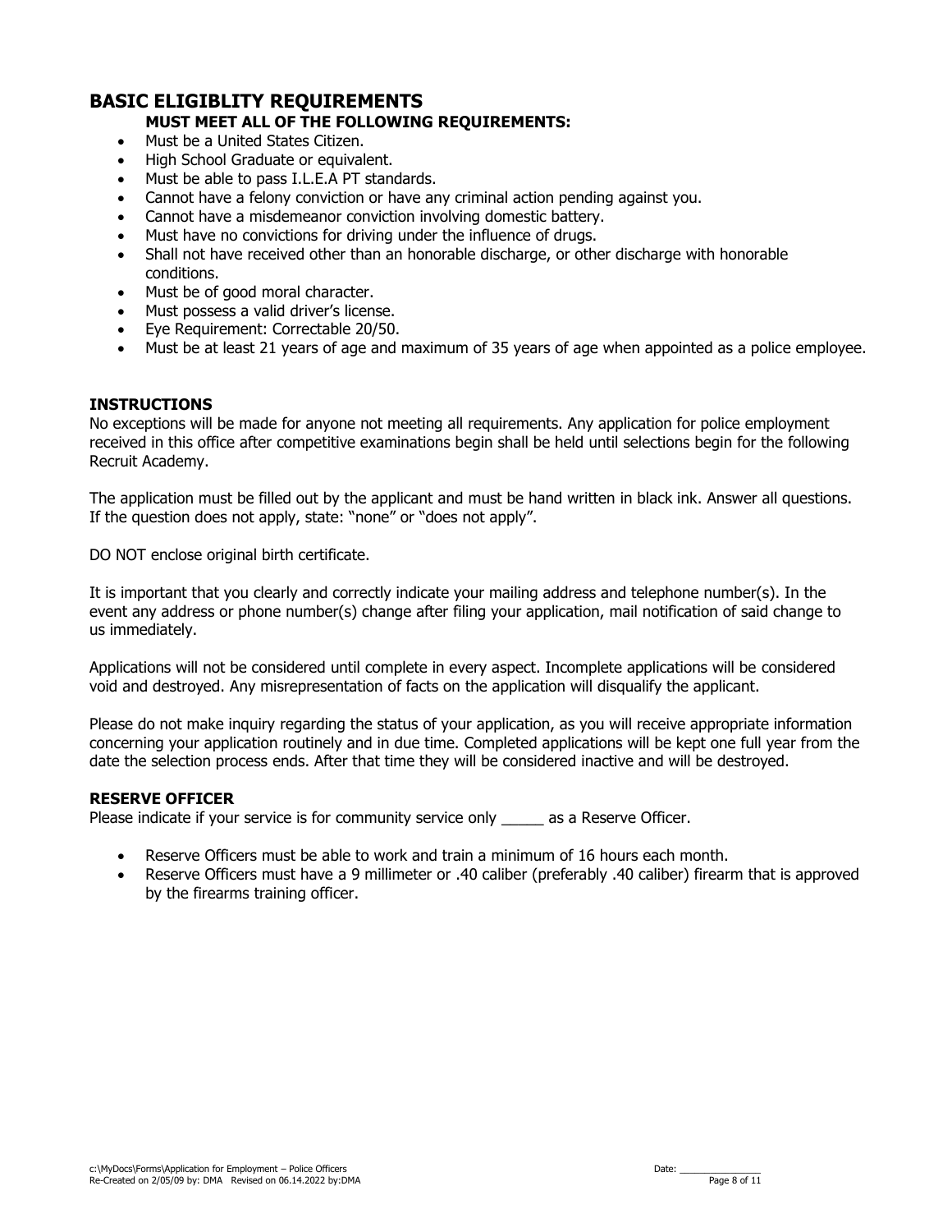## BASIC ELIGIBLITY REQUIREMENTS

**MUST MEET ALL OF THE FOLLOWING REQUIREMENTS:**

- Must be a United States Citizen.
- High School Graduate or equivalent.
- Must be able to pass I.L.E.A PT standards.
- Cannot have a felony conviction or have any criminal action pending against you.
- Cannot have a misdemeanor conviction involving domestic battery.
- Must have no convictions for driving under the influence of drugs.
- Shall not have received other than an honorable discharge, or other discharge with honorable conditions.
- Must be of good moral character.
- Must possess a valid driver's license.
- Eye Requirement: Correctable 20/50.
- Must be at least 21 years of age and maximum of 35 years of age when appointed as a police employee.

### INSTRUCTIONS

No exceptions will be made for anyone not meeting all requirements. Any application for police employment received in this office after competitive examinations begin shall be held until selections begin for the following Recruit Academy.

The application must be filled out by the applicant and must be hand written in black ink. Answer all questions. If the question does not apply, state: "none" or "does not apply".

DO NOT enclose original birth certificate.

It is important that you clearly and correctly indicate your mailing address and telephone number(s). In the event any address or phone number(s) change after filing your application, mail notification of said change to us immediately.

Applications will not be considered until complete in every aspect. Incomplete applications will be considered void and destroyed. Any misrepresentation of facts on the application will disqualify the applicant.

Please do not make inquiry regarding the status of your application, as you will receive appropriate information concerning your application routinely and in due time. Completed applications will be kept one full year from the date the selection process ends. After that time they will be considered inactive and will be destroyed.

### RESERVE OFFICER

Please indicate if your service is for community service only _____ as a Reserve Officer.

- Reserve Officers must be able to work and train a minimum of 16 hours each month.
- Reserve Officers must have a 9 millimeter or .40 caliber (preferably .40 caliber) firearm that is approved by the firearms training officer.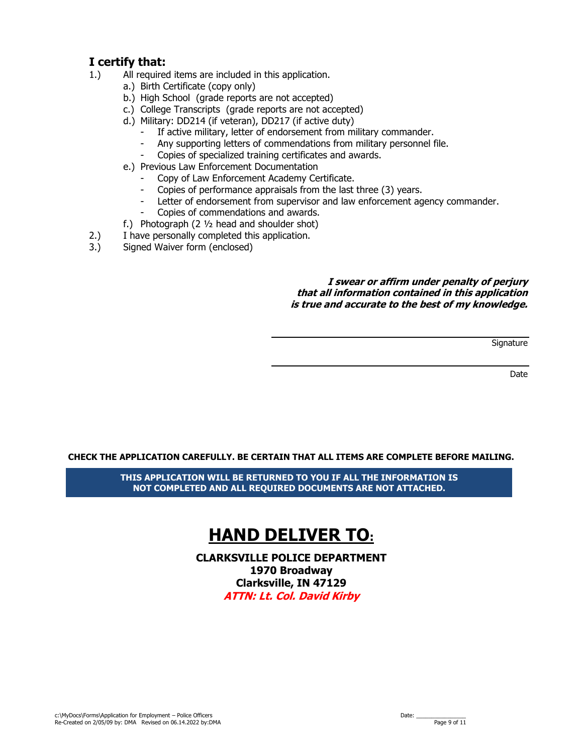## I certify that:

1.) All required items are included in this application.
   - a.) Birth Certificate (copy only)
   - b.) High School (grade reports are not accepted)
   - c.) College Transcripts (grade reports are not accepted)
   - d.) Military: DD214 (if veteran), DD217 (if active duty)
     - If active military, letter of endorsement from military commander.
     - Any supporting letters of commendations from military personnel file.
     - Copies of specialized training certificates and awards.
   - e.) Previous Law Enforcement Documentation
     - Copy of Law Enforcement Academy Certificate.
     - Copies of performance appraisals from the last three (3) years.
     - Letter of endorsement from supervisor and law enforcement agency commander.
     - Copies of commendations and awards.
   - f.) Photograph (2 ½ head and shoulder shot)

2.) I have personally completed this application.

3.) Signed Waiver form (enclosed)

***I swear or affirm under penalty of perjury that all information contained in this application is true and accurate to the best of my knowledge.***

\_\_\_\_\_\_\_\_\_\_\_\_\_\_\_\_\_\_\_\_\_\_\_\_\_\_\_\_\_\_\_\_\_\_\_\_\_\_\_\_
Signature

\_\_\_\_\_\_\_\_\_\_\_\_\_\_\_\_\_\_\_\_\_\_\_\_\_\_\_\_\_\_\_\_\_\_\_\_\_\_\_\_
Date

**CHECK THE APPLICATION CAREFULLY. BE CERTAIN THAT ALL ITEMS ARE COMPLETE BEFORE MAILING.**

**THIS APPLICATION WILL BE RETURNED TO YOU IF ALL THE INFORMATION IS NOT COMPLETED AND ALL REQUIRED DOCUMENTS ARE NOT ATTACHED.**

# HAND DELIVER TO:

**CLARKSVILLE POLICE DEPARTMENT**
**1970 Broadway**
**Clarksville, IN 47129**
***ATTN: Lt. Col. David Kirby***

c:\MyDocs\Forms\Application for Employment – Police Officers
Re-Created on 2/05/09 by: DMA Revised on 06.14.2022 by:DMA

Date: \_\_\_\_\_\_\_\_\_\_\_\_\_\_\_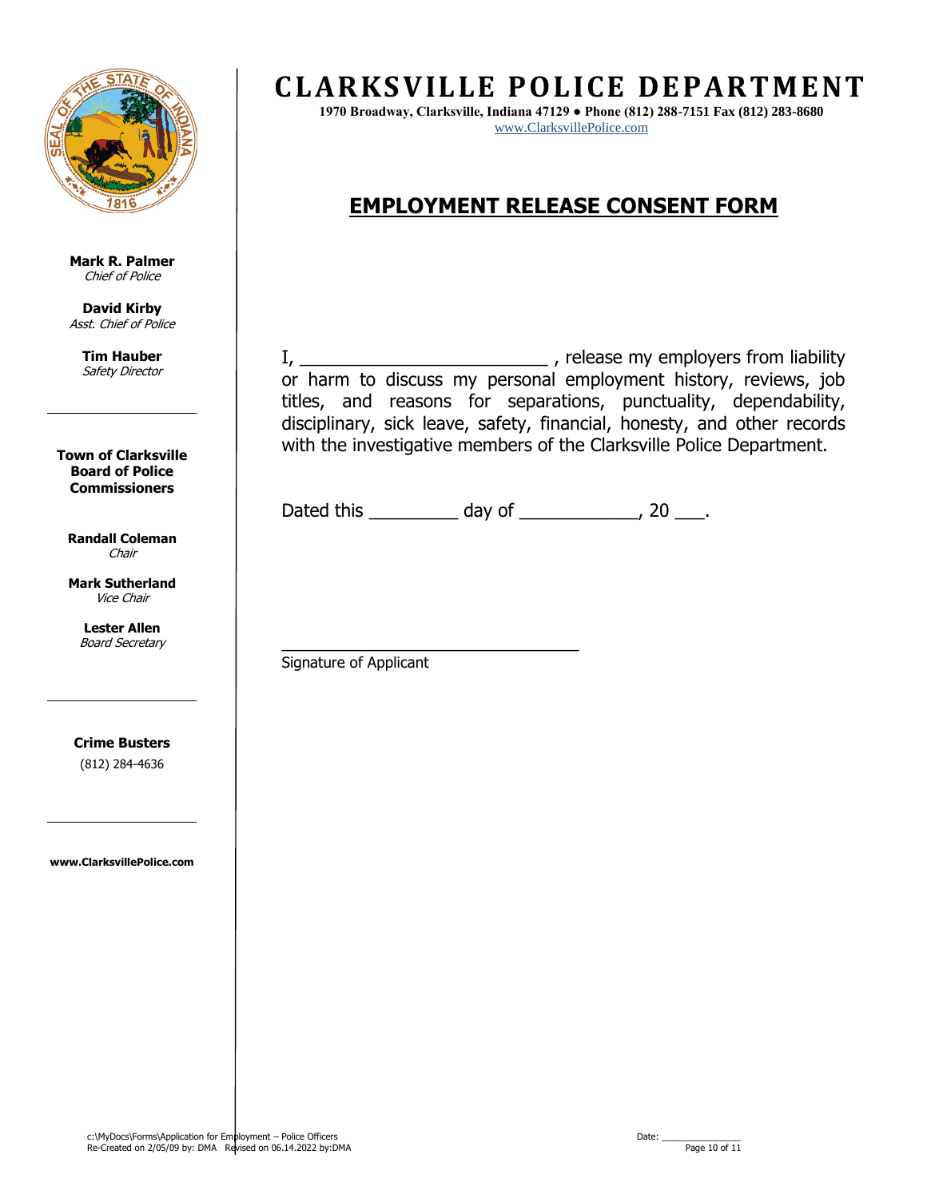# CLARKSVILLE POLICE DEPARTMENT

**1970 Broadway, Clarksville, Indiana 47129 ● Phone (812) 288-7151 Fax (812) 283-8680**
www.ClarksvillePolice.com

**Mark R. Palmer**
*Chief of Police*

**David Kirby**
*Asst. Chief of Police*

**Tim Hauber**
*Safety Director*

**Town of Clarksville Board of Police Commissioners**

**Randall Coleman**
*Chair*

**Mark Sutherland**
*Vice Chair*

**Lester Allen**
*Board Secretary*

**Crime Busters**
(812) 284-4636

**www.ClarksvillePolice.com**

## EMPLOYMENT RELEASE CONSENT FORM

I, _________________________ , release my employers from liability or harm to discuss my personal employment history, reviews, job titles, and reasons for separations, punctuality, dependability, disciplinary, sick leave, safety, financial, honesty, and other records with the investigative members of the Clarksville Police Department.

Dated this _________ day of ____________, 20 ___.

________________________________
Signature of Applicant

c:\MyDocs\Forms\Application for Employment – Police Officers
Re-Created on 2/05/09 by: DMA Revised on 06.14.2022 by:DMA

Date: _______________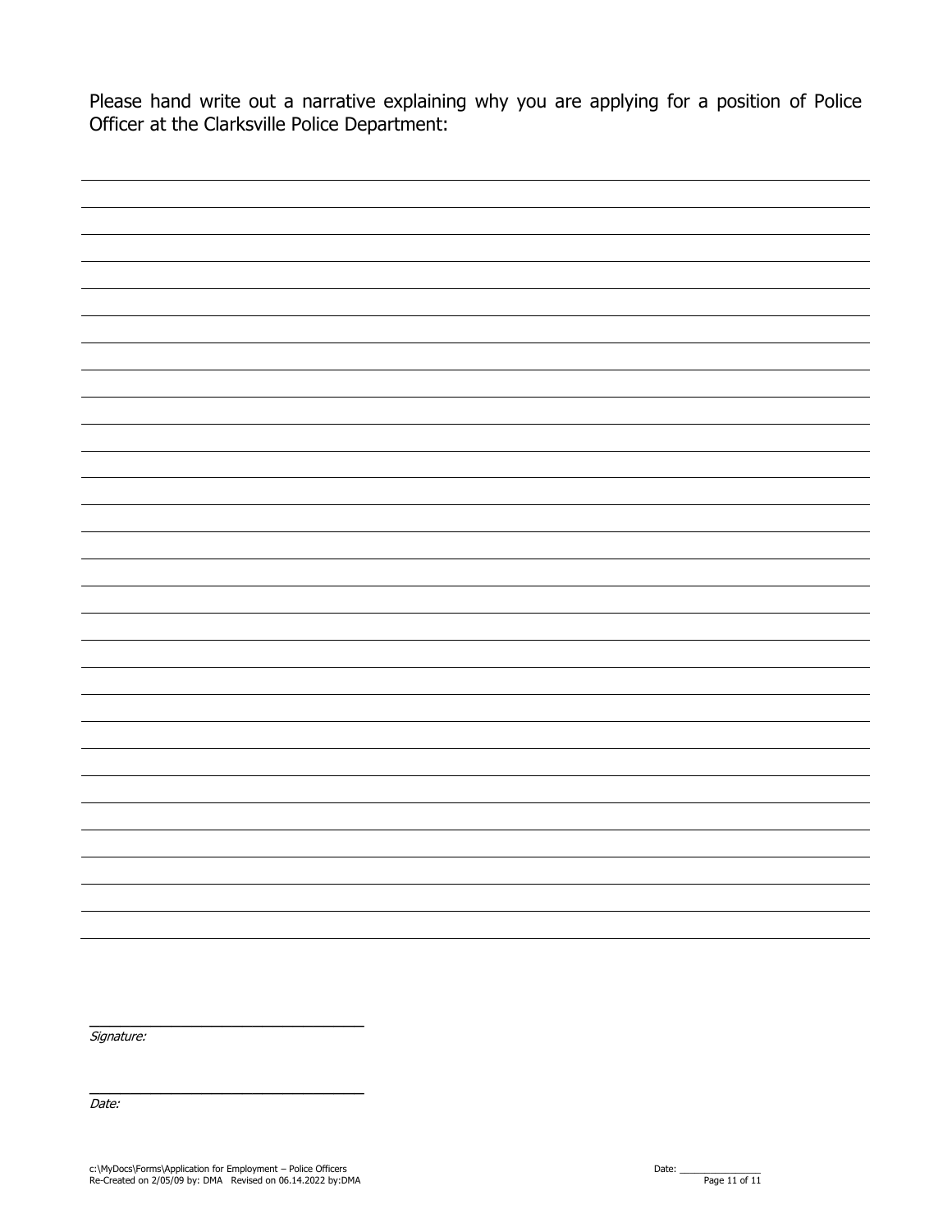Please hand write out a narrative explaining why you are applying for a position of Police Officer at the Clarksville Police Department:

\_\_\_\_\_\_\_\_\_\_\_\_\_\_\_\_\_\_\_\_\_\_\_\_\_\_\_\_\_\_\_\_\_\_\_\_\_\_\_\_\_\_\_\_\_\_\_\_\_\_\_\_\_\_\_\_\_\_\_\_\_\_\_\_\_\_\_\_\_\_\_\_\_\_\_\_\_\_

\_\_\_\_\_\_\_\_\_\_\_\_\_\_\_\_\_\_\_\_\_\_\_\_\_\_\_\_\_\_\_\_\_\_\_\_\_\_\_\_\_\_\_\_\_\_\_\_\_\_\_\_\_\_\_\_\_\_\_\_\_\_\_\_\_\_\_\_\_\_\_\_\_\_\_\_\_\_

\_\_\_\_\_\_\_\_\_\_\_\_\_\_\_\_\_\_\_\_\_\_\_\_\_\_\_\_\_\_\_\_\_\_\_\_\_\_\_\_\_\_\_\_\_\_\_\_\_\_\_\_\_\_\_\_\_\_\_\_\_\_\_\_\_\_\_\_\_\_\_\_\_\_\_\_\_\_

\_\_\_\_\_\_\_\_\_\_\_\_\_\_\_\_\_\_\_\_\_\_\_\_\_\_\_\_\_\_\_\_\_\_\_\_\_\_\_\_\_\_\_\_\_\_\_\_\_\_\_\_\_\_\_\_\_\_\_\_\_\_\_\_\_\_\_\_\_\_\_\_\_\_\_\_\_\_

\_\_\_\_\_\_\_\_\_\_\_\_\_\_\_\_\_\_\_\_\_\_\_\_\_\_\_\_\_\_\_\_\_\_\_\_\_\_\_\_\_\_\_\_\_\_\_\_\_\_\_\_\_\_\_\_\_\_\_\_\_\_\_\_\_\_\_\_\_\_\_\_\_\_\_\_\_\_

\_\_\_\_\_\_\_\_\_\_\_\_\_\_\_\_\_\_\_\_\_\_\_\_\_\_\_\_\_\_\_\_\_\_\_\_\_\_\_\_\_\_\_\_\_\_\_\_\_\_\_\_\_\_\_\_\_\_\_\_\_\_\_\_\_\_\_\_\_\_\_\_\_\_\_\_\_\_

\_\_\_\_\_\_\_\_\_\_\_\_\_\_\_\_\_\_\_\_\_\_\_\_\_\_\_\_\_\_\_\_\_\_\_\_\_\_\_\_\_\_\_\_\_\_\_\_\_\_\_\_\_\_\_\_\_\_\_\_\_\_\_\_\_\_\_\_\_\_\_\_\_\_\_\_\_\_

\_\_\_\_\_\_\_\_\_\_\_\_\_\_\_\_\_\_\_\_\_\_\_\_\_\_\_\_\_\_\_\_\_\_\_\_\_\_\_\_\_\_\_\_\_\_\_\_\_\_\_\_\_\_\_\_\_\_\_\_\_\_\_\_\_\_\_\_\_\_\_\_\_\_\_\_\_\_

\_\_\_\_\_\_\_\_\_\_\_\_\_\_\_\_\_\_\_\_\_\_\_\_\_\_\_\_\_\_\_\_\_\_\_\_\_\_\_\_\_\_\_\_\_\_\_\_\_\_\_\_\_\_\_\_\_\_\_\_\_\_\_\_\_\_\_\_\_\_\_\_\_\_\_\_\_\_

\_\_\_\_\_\_\_\_\_\_\_\_\_\_\_\_\_\_\_\_\_\_\_\_\_\_\_\_\_\_\_\_\_\_\_\_\_\_\_\_\_\_\_\_\_\_\_\_\_\_\_\_\_\_\_\_\_\_\_\_\_\_\_\_\_\_\_\_\_\_\_\_\_\_\_\_\_\_

\_\_\_\_\_\_\_\_\_\_\_\_\_\_\_\_\_\_\_\_\_\_\_\_\_\_\_\_\_\_\_\_\_\_\_\_\_\_\_\_\_\_\_\_\_\_\_\_\_\_\_\_\_\_\_\_\_\_\_\_\_\_\_\_\_\_\_\_\_\_\_\_\_\_\_\_\_\_

\_\_\_\_\_\_\_\_\_\_\_\_\_\_\_\_\_\_\_\_\_\_\_\_\_\_\_\_\_\_\_\_\_\_\_\_\_\_\_\_\_\_\_\_\_\_\_\_\_\_\_\_\_\_\_\_\_\_\_\_\_\_\_\_\_\_\_\_\_\_\_\_\_\_\_\_\_\_

\_\_\_\_\_\_\_\_\_\_\_\_\_\_\_\_\_\_\_\_\_\_\_\_\_\_\_\_\_\_\_\_\_\_\_\_\_\_\_\_\_\_\_\_\_\_\_\_\_\_\_\_\_\_\_\_\_\_\_\_\_\_\_\_\_\_\_\_\_\_\_\_\_\_\_\_\_\_

\_\_\_\_\_\_\_\_\_\_\_\_\_\_\_\_\_\_\_\_\_\_\_\_\_\_\_\_\_\_\_\_\_\_\_\_\_\_\_\_\_\_\_\_\_\_\_\_\_\_\_\_\_\_\_\_\_\_\_\_\_\_\_\_\_\_\_\_\_\_\_\_\_\_\_\_\_\_

\_\_\_\_\_\_\_\_\_\_\_\_\_\_\_\_\_\_\_\_\_\_\_\_\_\_\_\_\_\_\_\_\_\_\_\_\_\_\_\_\_\_\_\_\_\_\_\_\_\_\_\_\_\_\_\_\_\_\_\_\_\_\_\_\_\_\_\_\_\_\_\_\_\_\_\_\_\_

\_\_\_\_\_\_\_\_\_\_\_\_\_\_\_\_\_\_\_\_\_\_\_\_\_\_\_\_\_\_\_\_\_\_\_\_\_\_\_\_\_\_\_\_\_\_\_\_\_\_\_\_\_\_\_\_\_\_\_\_\_\_\_\_\_\_\_\_\_\_\_\_\_\_\_\_\_\_

\_\_\_\_\_\_\_\_\_\_\_\_\_\_\_\_\_\_\_\_\_\_\_\_\_\_\_\_\_\_\_\_\_\_\_\_\_\_\_\_\_\_\_\_\_\_\_\_\_\_\_\_\_\_\_\_\_\_\_\_\_\_\_\_\_\_\_\_\_\_\_\_\_\_\_\_\_\_

\_\_\_\_\_\_\_\_\_\_\_\_\_\_\_\_\_\_\_\_\_\_\_\_\_\_\_\_\_\_\_\_\_\_\_\_\_\_\_\_\_\_\_\_\_\_\_\_\_\_\_\_\_\_\_\_\_\_\_\_\_\_\_\_\_\_\_\_\_\_\_\_\_\_\_\_\_\_

\_\_\_\_\_\_\_\_\_\_\_\_\_\_\_\_\_\_\_\_\_\_\_\_\_\_\_\_\_\_\_\_\_\_\_\_\_\_\_\_\_\_\_\_\_\_\_\_\_\_\_\_\_\_\_\_\_\_\_\_\_\_\_\_\_\_\_\_\_\_\_\_\_\_\_\_\_\_

\_\_\_\_\_\_\_\_\_\_\_\_\_\_\_\_\_\_\_\_\_\_\_\_\_\_\_\_\_\_\_\_\_\_\_\_\_\_\_\_\_\_\_\_\_\_\_\_\_\_\_\_\_\_\_\_\_\_\_\_\_\_\_\_\_\_\_\_\_\_\_\_\_\_\_\_\_\_

\_\_\_\_\_\_\_\_\_\_\_\_\_\_\_\_\_\_\_\_\_\_\_\_\_\_\_\_\_\_\_\_\_\_\_\_\_\_\_\_\_\_\_\_\_\_\_\_\_\_\_\_\_\_\_\_\_\_\_\_\_\_\_\_\_\_\_\_\_\_\_\_\_\_\_\_\_\_

\_\_\_\_\_\_\_\_\_\_\_\_\_\_\_\_\_\_\_\_\_\_\_\_\_\_\_\_\_\_\_\_\_\_\_\_\_\_\_\_\_\_\_\_\_\_\_\_\_\_\_\_\_\_\_\_\_\_\_\_\_\_\_\_\_\_\_\_\_\_\_\_\_\_\_\_\_\_

\_\_\_\_\_\_\_\_\_\_\_\_\_\_\_\_\_\_\_\_\_\_\_\_\_\_\_\_\_\_\_\_\_\_\_\_\_\_\_\_\_\_\_\_\_\_\_\_\_\_\_\_\_\_\_\_\_\_\_\_\_\_\_\_\_\_\_\_\_\_\_\_\_\_\_\_\_\_

\_\_\_\_\_\_\_\_\_\_\_\_\_\_\_\_\_\_\_\_\_\_\_\_\_\_\_\_\_\_\_\_\_\_\_\_\_\_\_\_\_\_\_\_\_\_\_\_\_\_\_\_\_\_\_\_\_\_\_\_\_\_\_\_\_\_\_\_\_\_\_\_\_\_\_\_\_\_

\_\_\_\_\_\_\_\_\_\_\_\_\_\_\_\_\_\_\_\_\_\_\_\_\_\_\_\_\_\_\_\_\_\_\_\_\_\_\_\_\_\_\_\_\_\_\_\_\_\_\_\_\_\_\_\_\_\_\_\_\_\_\_\_\_\_\_\_\_\_\_\_\_\_\_\_\_\_

\_\_\_\_\_\_\_\_\_\_\_\_\_\_\_\_\_\_\_\_\_\_\_\_\_\_\_\_\_\_\_\_\_\_\_\_\_\_\_\_\_\_\_\_\_\_\_\_\_\_\_\_\_\_\_\_\_\_\_\_\_\_\_\_\_\_\_\_\_\_\_\_\_\_\_\_\_\_

\_\_\_\_\_\_\_\_\_\_\_\_\_\_\_\_\_\_\_\_\_\_\_\_\_\_\_\_\_\_\_\_\_\_\_\_\_\_\_\_\_\_\_\_\_\_\_\_\_\_\_\_\_\_\_\_\_\_\_\_\_\_\_\_\_\_\_\_\_\_\_\_\_\_\_\_\_\_

\_\_\_\_\_\_\_\_\_\_\_\_\_\_\_\_\_\_\_\_\_\_\_\_\_\_\_\_\_\_\_\_\_\_\_\_\_\_\_\_\_\_\_\_\_\_\_\_\_\_\_\_\_\_\_\_\_\_\_\_\_\_\_\_\_\_\_\_\_\_\_\_\_\_\_\_\_\_

\_\_\_\_\_\_\_\_\_\_\_\_\_\_\_\_\_\_\_\_\_\_\_\_\_\_\_\_\_\_\_\_\_\_

*Signature:*

\_\_\_\_\_\_\_\_\_\_\_\_\_\_\_\_\_\_\_\_\_\_\_\_\_\_\_\_\_\_\_\_\_\_

*Date:*

c:\MyDocs\Forms\Application for Employment – Police Officers
Re-Created on 2/05/09 by: DMA Revised on 06.14.2022 by:DMA

Date: \_\_\_\_\_\_\_\_\_\_\_\_\_\_\_\_